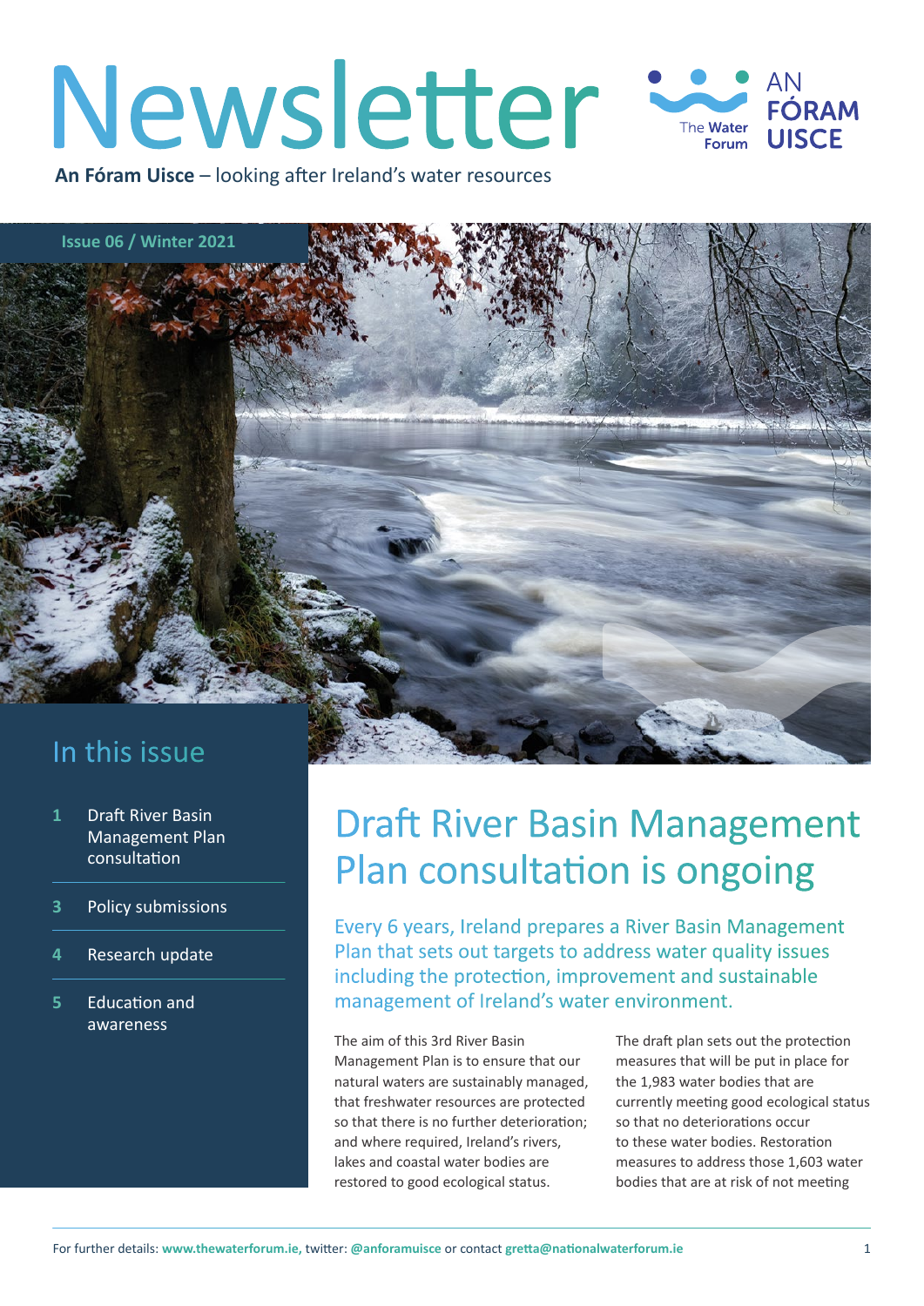# Newsletter

**An Fóram Uisce** – looking after Ireland's water resources

The Water Forum | AN FÓRAM UISCE

Issue 06 / Winter 2021

## In this issue

- 1 Draft River Basin Management Plan consultation
- 3 Policy submissions
- 4 Research update
- 5 Education and awareness

# Draft River Basin Management Plan consultation is ongoing

Every 6 years, Ireland prepares a River Basin Management Plan that sets out targets to address water quality issues including the protection, improvement and sustainable management of Ireland's water environment.

The aim of this 3rd River Basin Management Plan is to ensure that our natural waters are sustainably managed, that freshwater resources are protected so that there is no further deterioration; and where required, Ireland's rivers, lakes and coastal water bodies are restored to good ecological status.

The draft plan sets out the protection measures that will be put in place for the 1,983 water bodies that are currently meeting good ecological status so that no deteriorations occur to these water bodies. Restoration measures to address those 1,603 water bodies that are at risk of not meeting

For further details: **www.thewaterforum.ie,** twitter: **@anforamuisce** or contact **gretta@nationalwaterforum.ie**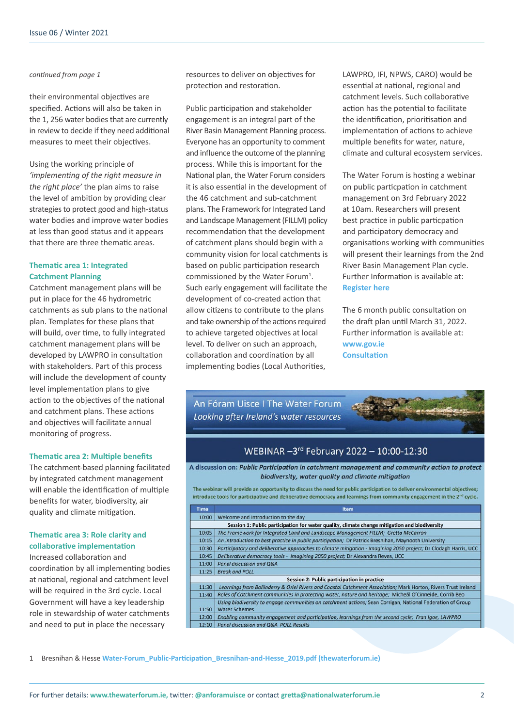*continued from page 1*

their environmental objectives are specified. Actions will also be taken in the 1, 256 water bodies that are currently in review to decide if they need additional measures to meet their objectives.

Using the working principle of *'implementing of the right measure in the right place'* the plan aims to raise the level of ambition by providing clear strategies to protect good and high-status water bodies and improve water bodies at less than good status and it appears that there are three thematic areas.

### Thematic area 1: Integrated Catchment Planning

Catchment management plans will be put in place for the 46 hydrometric catchments as sub plans to the national plan. Templates for these plans that will build, over time, to fully integrated catchment management plans will be developed by LAWPRO in consultation with stakeholders. Part of this process will include the development of county level implementation plans to give action to the objectives of the national and catchment plans. These actions and objectives will facilitate annual monitoring of progress.

### Thematic area 2: Multiple benefits

The catchment-based planning facilitated by integrated catchment management will enable the identification of multiple benefits for water, biodiversity, air quality and climate mitigation.

### Thematic area 3: Role clarity and collaborative implementation

Increased collaboration and coordination by all implementing bodies at national, regional and catchment level will be required in the 3rd cycle. Local Government will have a key leadership role in stewardship of water catchments and need to put in place the necessary resources to deliver on objectives for protection and restoration.

Public participation and stakeholder engagement is an integral part of the River Basin Management Planning process. Everyone has an opportunity to comment and influence the outcome of the planning process. While this is important for the National plan, the Water Forum considers it is also essential in the development of the 46 catchment and sub-catchment plans. The Framework for Integrated Land and Landscape Management (FILLM) policy recommendation that the development of catchment plans should begin with a community vision for local catchments is based on public participation research commissioned by the Water Forum[1]. Such early engagement will facilitate the development of co-created action that allow citizens to contribute to the plans and take ownership of the actions required to achieve targeted objectives at local level. To deliver on such an approach, collaboration and coordination by all implementing bodies (Local Authorities, LAWPRO, IFI, NPWS, CARO) would be essential at national, regional and catchment levels. Such collaborative action has the potential to facilitate the identification, prioritisation and implementation of actions to achieve multiple benefits for water, nature, climate and cultural ecosystem services.

The Water Forum is hosting a webinar on public particpation in catchment management on 3rd February 2022 at 10am. Researchers will present best practice in public participation and participatory democracy and organisations working with communities will present their learnings from the 2nd River Basin Management Plan cycle. Further Information is available at: **Register here**

The 6 month public consultation on the draft plan until March 31, 2022. Further information is available at: **www.gov.ie Consultation**

An Fóram Uisce I The Water Forum
*Looking after Ireland's water resources*

**WEBINAR –3rd February 2022 – 10:00-12:30**

**A discussion on: *Public Participation in catchment management and community action to protect biodiversity, water quality and climate mitigation***

The webinar will provide an opportunity to discuss the need for public participation to deliver environmental objectives; introduce tools for participative and deliberative democracy and learnings from community engagement in the 2nd cycle.

| Time | Item |
|---|---|
| 10:00 | Welcome and introduction to the day |
| | **Session 1: Public participation for water quality, climate change mitigation and biodiversity** |
| 10:05 | *The Framework for Integrated Land and Landscape Management FILLM; Gretta McCarron* |
| 10:15 | *An introduction to best practice in public participation;* Dr Patrick Bresnihan, Maynooth University |
| 10:30 | *Participatory and deliberative approaches to climate mitigation - Imagining 2050 project;* Dr Clodagh Harris, UCC |
| 10:45 | *Deliberative democracy tools - Imagining 2050 project;* Dr Alexandra Reves, UCC |
| 11:00 | *Panel discussion and Q&A* |
| 11:25 | *Break and POLL* |
| | **Session 2: Public participation in practice** |
| 11:30 | *Learnings from Ballinderry & Oriel Rivers and Coastal Catchment Association;* Mark Horton, Rivers Trust Ireland |
| 11:40 | *Roles of Catchment communities in protecting water, nature and heritage;* Micheál Ó Cinnéide, Corrib Beo |
| 11:50 | *Using biodiversity to engage communities on catchment actions;* Sean Corrigan, National Federation of Group Water Schemes |
| 12:00 | *Enabling community engagement and participation, learnings from the second cycle; Fran Igoe, LAWPRO* |
| 12:10 | *Panel discussion and Q&A POLL Results* |

1 Bresnihan & Hesse **Water-Forum_Public-Participation_Bresnihan-and-Hesse_2019.pdf (thewaterforum.ie)**

For further details: **www.thewaterforum.ie**, twitter: **@anforamuisce** or contact **gretta@nationalwaterforum.ie**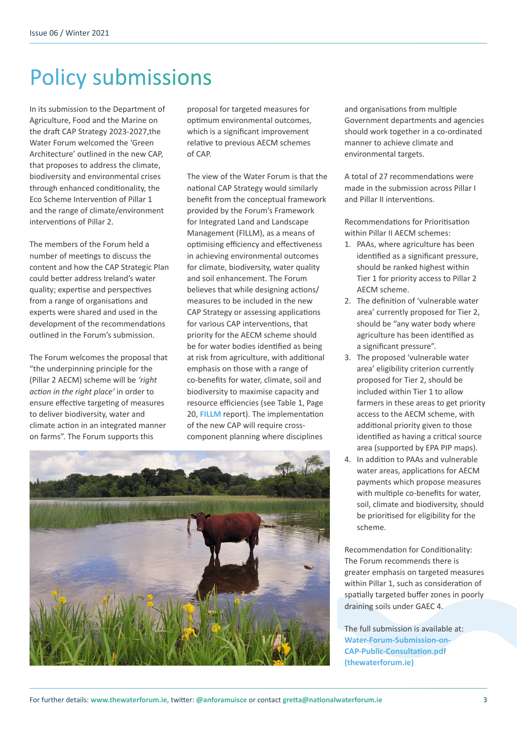# Policy submissions

In its submission to the Department of Agriculture, Food and the Marine on the draft CAP Strategy 2023-2027,the Water Forum welcomed the 'Green Architecture' outlined in the new CAP, that proposes to address the climate, biodiversity and environmental crises through enhanced conditionality, the Eco Scheme Intervention of Pillar 1 and the range of climate/environment interventions of Pillar 2.

The members of the Forum held a number of meetings to discuss the content and how the CAP Strategic Plan could better address Ireland's water quality; expertise and perspectives from a range of organisations and experts were shared and used in the development of the recommendations outlined in the Forum's submission.

The Forum welcomes the proposal that "the underpinning principle for the (Pillar 2 AECM) scheme will be *'right action in the right place'* in order to ensure effective targeting of measures to deliver biodiversity, water and climate action in an integrated manner on farms". The Forum supports this proposal for targeted measures for optimum environmental outcomes, which is a significant improvement relative to previous AECM schemes of CAP.

The view of the Water Forum is that the national CAP Strategy would similarly benefit from the conceptual framework provided by the Forum's Framework for Integrated Land and Landscape Management (FILLM), as a means of optimising efficiency and effectiveness in achieving environmental outcomes for climate, biodiversity, water quality and soil enhancement. The Forum believes that while designing actions/measures to be included in the new CAP Strategy or assessing applications for various CAP interventions, that priority for the AECM scheme should be for water bodies identified as being at risk from agriculture, with additional emphasis on those with a range of co-benefits for water, climate, soil and biodiversity to maximise capacity and resource efficiencies (see Table 1, Page 20, **FILLM** report). The implementation of the new CAP will require cross-component planning where disciplines and organisations from multiple Government departments and agencies should work together in a co-ordinated manner to achieve climate and environmental targets.

A total of 27 recommendations were made in the submission across Pillar I and Pillar II interventions.

Recommendations for Prioritisation within Pillar II AECM schemes:

1. PAAs, where agriculture has been identified as a significant pressure, should be ranked highest within Tier 1 for priority access to Pillar 2 AECM scheme.
2. The definition of 'vulnerable water area' currently proposed for Tier 2, should be "any water body where agriculture has been identified as a significant pressure".
3. The proposed 'vulnerable water area' eligibility criterion currently proposed for Tier 2, should be included within Tier 1 to allow farmers in these areas to get priority access to the AECM scheme, with additional priority given to those identified as having a critical source area (supported by EPA PIP maps).
4. In addition to PAAs and vulnerable water areas, applications for AECM payments which propose measures with multiple co-benefits for water, soil, climate and biodiversity, should be prioritised for eligibility for the scheme.

Recommendation for Conditionality: The Forum recommends there is greater emphasis on targeted measures within Pillar 1, such as consideration of spatially targeted buffer zones in poorly draining soils under GAEC 4.

The full submission is available at: **Water-Forum-Submission-on-CAP-Public-Consultation.pdf (thewaterforum.ie)**

For further details: **www.thewaterforum.ie,** twitter: **@anforamuisce** or contact **gretta@nationalwaterforum.ie**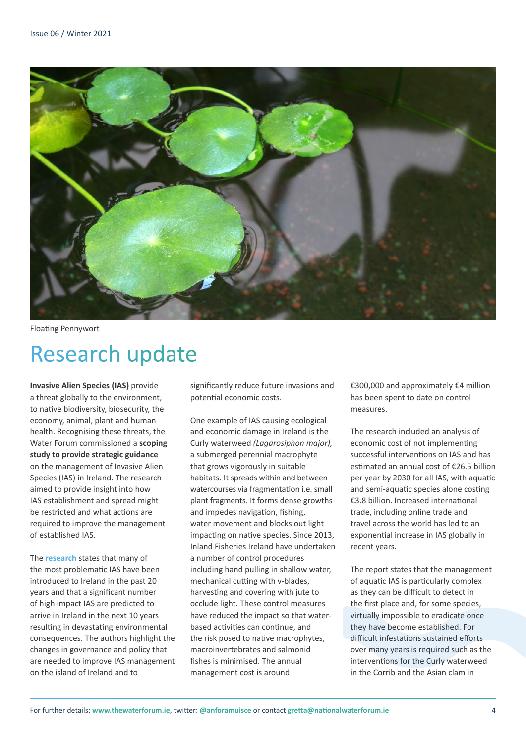Floating Pennywort

# Research update

**Invasive Alien Species (IAS)** provide a threat globally to the environment, to native biodiversity, biosecurity, the economy, animal, plant and human health. Recognising these threats, the Water Forum commissioned a **scoping study to provide strategic guidance** on the management of Invasive Alien Species (IAS) in Ireland. The research aimed to provide insight into how IAS establishment and spread might be restricted and what actions are required to improve the management of established IAS.

The **research** states that many of the most problematic IAS have been introduced to Ireland in the past 20 years and that a significant number of high impact IAS are predicted to arrive in Ireland in the next 10 years resulting in devastating environmental consequences. The authors highlight the changes in governance and policy that are needed to improve IAS management on the island of Ireland and to significantly reduce future invasions and potential economic costs.

One example of IAS causing ecological and economic damage in Ireland is the Curly waterweed *(Lagarosiphon major),* a submerged perennial macrophyte that grows vigorously in suitable habitats. It spreads within and between watercourses via fragmentation i.e. small plant fragments. It forms dense growths and impedes navigation, fishing, water movement and blocks out light impacting on native species. Since 2013, Inland Fisheries Ireland have undertaken a number of control procedures including hand pulling in shallow water, mechanical cutting with v-blades, harvesting and covering with jute to occlude light. These control measures have reduced the impact so that water-based activities can continue, and the risk posed to native macrophytes, macroinvertebrates and salmonid fishes is minimised. The annual management cost is around €300,000 and approximately €4 million has been spent to date on control measures.

The research included an analysis of economic cost of not implementing successful interventions on IAS and has estimated an annual cost of €26.5 billion per year by 2030 for all IAS, with aquatic and semi-aquatic species alone costing €3.8 billion. Increased international trade, including online trade and travel across the world has led to an exponential increase in IAS globally in recent years.

The report states that the management of aquatic IAS is particularly complex as they can be difficult to detect in the first place and, for some species, virtually impossible to eradicate once they have become established. For difficult infestations sustained efforts over many years is required such as the interventions for the Curly waterweed in the Corrib and the Asian clam in

For further details: **www.thewaterforum.ie,** twitter: **@anforamuisce** or contact **gretta@nationalwaterforum.ie**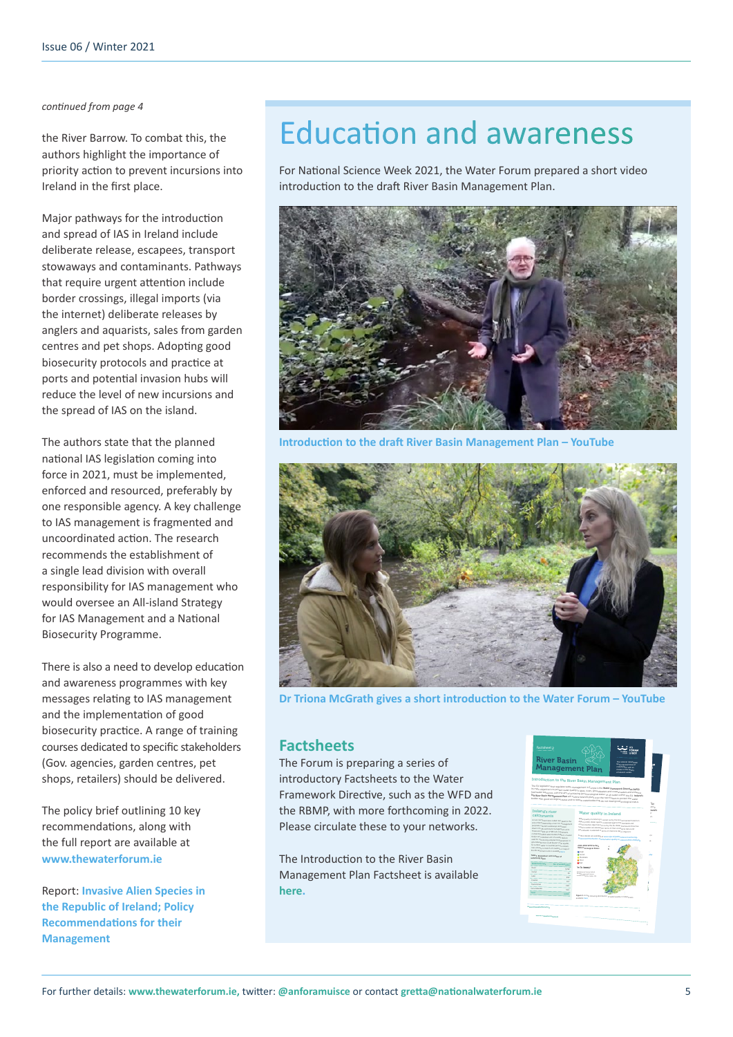*continued from page 4*

the River Barrow. To combat this, the authors highlight the importance of priority action to prevent incursions into Ireland in the first place.

Major pathways for the introduction and spread of IAS in Ireland include deliberate release, escapees, transport stowaways and contaminants. Pathways that require urgent attention include border crossings, illegal imports (via the internet) deliberate releases by anglers and aquarists, sales from garden centres and pet shops. Adopting good biosecurity protocols and practice at ports and potential invasion hubs will reduce the level of new incursions and the spread of IAS on the island.

The authors state that the planned national IAS legislation coming into force in 2021, must be implemented, enforced and resourced, preferably by one responsible agency. A key challenge to IAS management is fragmented and uncoordinated action. The research recommends the establishment of a single lead division with overall responsibility for IAS management who would oversee an All-island Strategy for IAS Management and a National Biosecurity Programme.

There is also a need to develop education and awareness programmes with key messages relating to IAS management and the implementation of good biosecurity practice. A range of training courses dedicated to specific stakeholders (Gov. agencies, garden centres, pet shops, retailers) should be delivered.

The policy brief outlining 10 key recommendations, along with the full report are available at **www.thewaterforum.ie**

Report: **Invasive Alien Species in the Republic of Ireland; Policy Recommendations for their Management**

# Education and awareness

For National Science Week 2021, the Water Forum prepared a short video introduction to the draft River Basin Management Plan.

**Introduction to the draft River Basin Management Plan – YouTube**

**Dr Triona McGrath gives a short introduction to the Water Forum – YouTube**

## Factsheets

The Forum is preparing a series of introductory Factsheets to the Water Framework Directive, such as the WFD and the RBMP, with more forthcoming in 2022. Please circulate these to your networks.

The Introduction to the River Basin Management Plan Factsheet is available **here.**

For further details: **www.thewaterforum.ie,** twitter: **@anforamuisce** or contact **gretta@nationalwaterforum.ie**